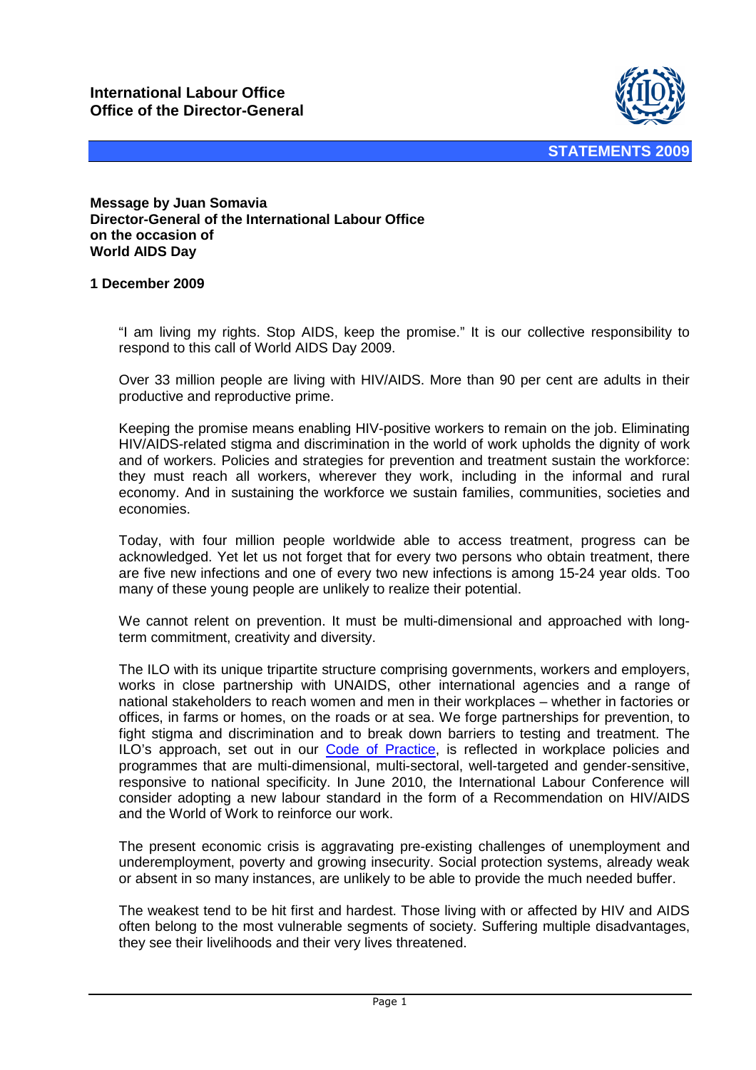**International Labour Office**
**Office of the Director-General**

**STATEMENTS 2009**

**Message by Juan Somavia**
**Director-General of the International Labour Office**
**on the occasion of**
**World AIDS Day**

**1 December 2009**

"I am living my rights. Stop AIDS, keep the promise." It is our collective responsibility to respond to this call of World AIDS Day 2009.

Over 33 million people are living with HIV/AIDS. More than 90 per cent are adults in their productive and reproductive prime.

Keeping the promise means enabling HIV-positive workers to remain on the job. Eliminating HIV/AIDS-related stigma and discrimination in the world of work upholds the dignity of work and of workers. Policies and strategies for prevention and treatment sustain the workforce: they must reach all workers, wherever they work, including in the informal and rural economy. And in sustaining the workforce we sustain families, communities, societies and economies.

Today, with four million people worldwide able to access treatment, progress can be acknowledged. Yet let us not forget that for every two persons who obtain treatment, there are five new infections and one of every two new infections is among 15-24 year olds. Too many of these young people are unlikely to realize their potential.

We cannot relent on prevention. It must be multi-dimensional and approached with long-term commitment, creativity and diversity.

The ILO with its unique tripartite structure comprising governments, workers and employers, works in close partnership with UNAIDS, other international agencies and a range of national stakeholders to reach women and men in their workplaces – whether in factories or offices, in farms or homes, on the roads or at sea. We forge partnerships for prevention, to fight stigma and discrimination and to break down barriers to testing and treatment. The ILO's approach, set out in our Code of Practice, is reflected in workplace policies and programmes that are multi-dimensional, multi-sectoral, well-targeted and gender-sensitive, responsive to national specificity. In June 2010, the International Labour Conference will consider adopting a new labour standard in the form of a Recommendation on HIV/AIDS and the World of Work to reinforce our work.

The present economic crisis is aggravating pre-existing challenges of unemployment and underemployment, poverty and growing insecurity. Social protection systems, already weak or absent in so many instances, are unlikely to be able to provide the much needed buffer.

The weakest tend to be hit first and hardest. Those living with or affected by HIV and AIDS often belong to the most vulnerable segments of society. Suffering multiple disadvantages, they see their livelihoods and their very lives threatened.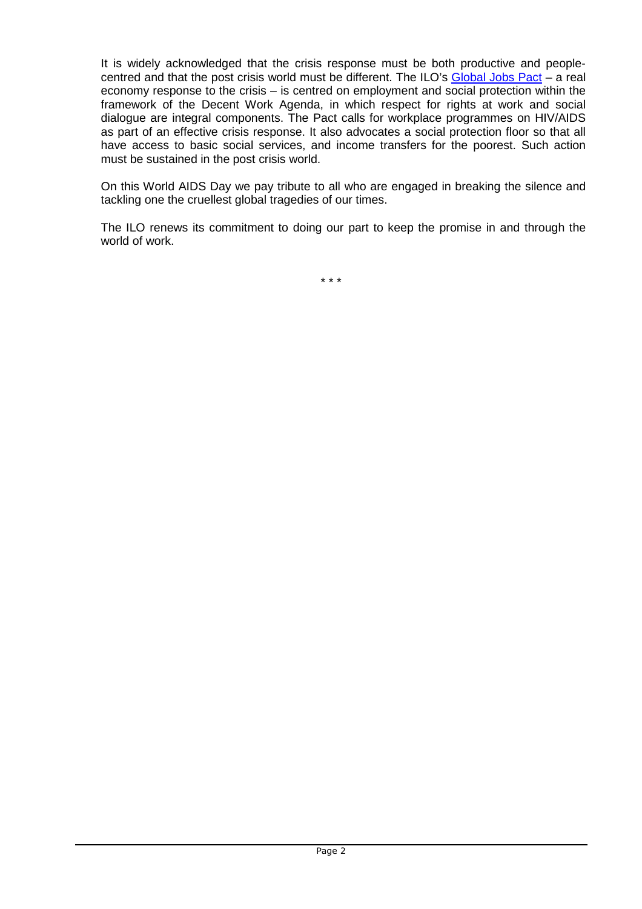It is widely acknowledged that the crisis response must be both productive and people-centred and that the post crisis world must be different. The ILO's Global Jobs Pact – a real economy response to the crisis – is centred on employment and social protection within the framework of the Decent Work Agenda, in which respect for rights at work and social dialogue are integral components. The Pact calls for workplace programmes on HIV/AIDS as part of an effective crisis response. It also advocates a social protection floor so that all have access to basic social services, and income transfers for the poorest. Such action must be sustained in the post crisis world.

On this World AIDS Day we pay tribute to all who are engaged in breaking the silence and tackling one the cruellest global tragedies of our times.

The ILO renews its commitment to doing our part to keep the promise in and through the world of work.

\* \* \*